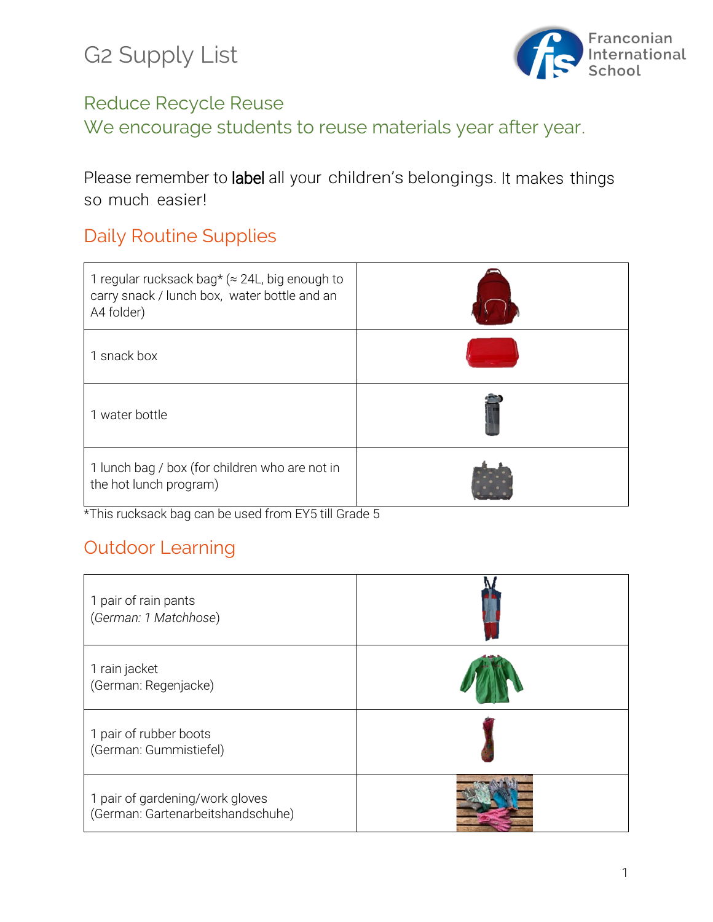# G2 Supply List

Franconian International School

## Reduce Recycle Reuse
## We encourage students to reuse materials year after year.

Please remember to **label** all your children's belongings. It makes things so much easier!

## Daily Routine Supplies

| | |
|---|---|
| 1 regular rucksack bag* (≈ 24L, big enough to carry snack / lunch box, water bottle and an A4 folder) | |
| 1 snack box | |
| 1 water bottle | |
| 1 lunch bag / box (for children who are not in the hot lunch program) | |

*This rucksack bag can be used from EY5 till Grade 5

## Outdoor Learning

| | |
|---|---|
| 1 pair of rain pants (*German: 1 Matchhose*) | |
| 1 rain jacket (German: Regenjacke) | |
| 1 pair of rubber boots (German: Gummistiefel) | |
| 1 pair of gardening/work gloves (German: Gartenarbeitshandschuhe) | |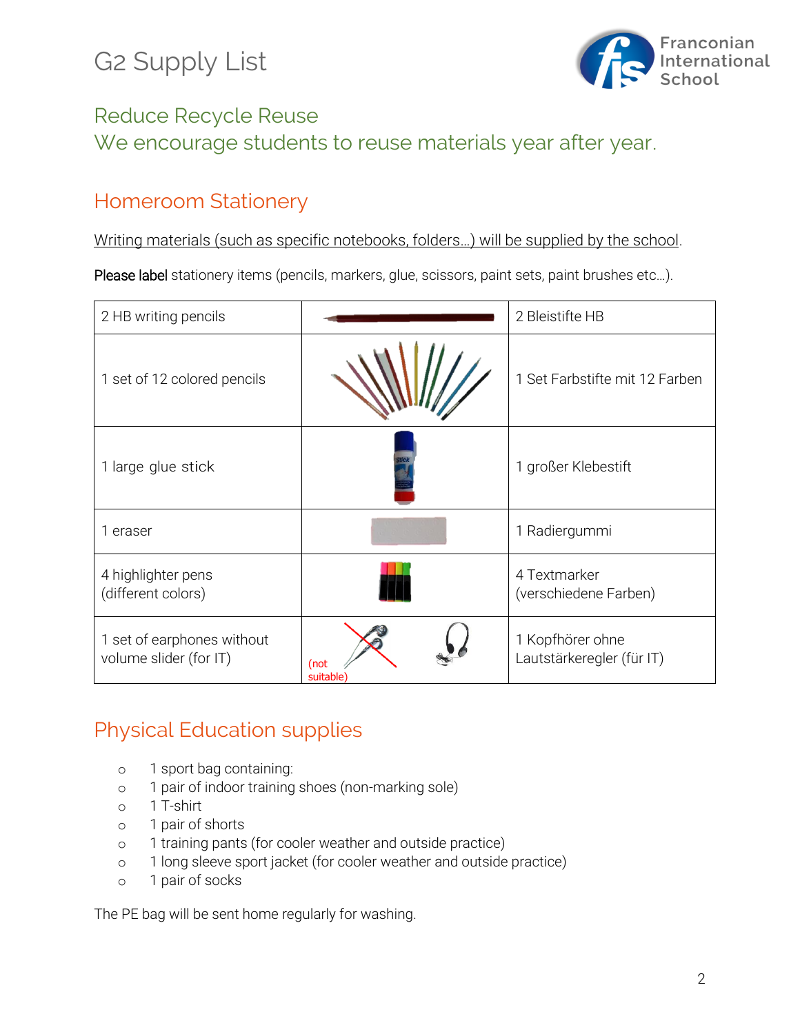# G2 Supply List

Franconian International School

## Reduce Recycle Reuse
## We encourage students to reuse materials year after year.

## Homeroom Stationery

Writing materials (such as specific notebooks, folders…) will be supplied by the school.

**Please label** stationery items (pencils, markers, glue, scissors, paint sets, paint brushes etc…).

| | | |
|---|---|---|
| 2 HB writing pencils | | 2 Bleistifte HB |
| 1 set of 12 colored pencils | | 1 Set Farbstifte mit 12 Farben |
| 1 large glue stick | | 1 großer Klebestift |
| 1 eraser | | 1 Radiergummi |
| 4 highlighter pens (different colors) | | 4 Textmarker (verschiedene Farben) |
| 1 set of earphones without volume slider (for IT) | (not suitable) | 1 Kopfhörer ohne Lautstärkeregler (für IT) |

## Physical Education supplies

- 1 sport bag containing:
- 1 pair of indoor training shoes (non-marking sole)
- 1 T-shirt
- 1 pair of shorts
- 1 training pants (for cooler weather and outside practice)
- 1 long sleeve sport jacket (for cooler weather and outside practice)
- 1 pair of socks

The PE bag will be sent home regularly for washing.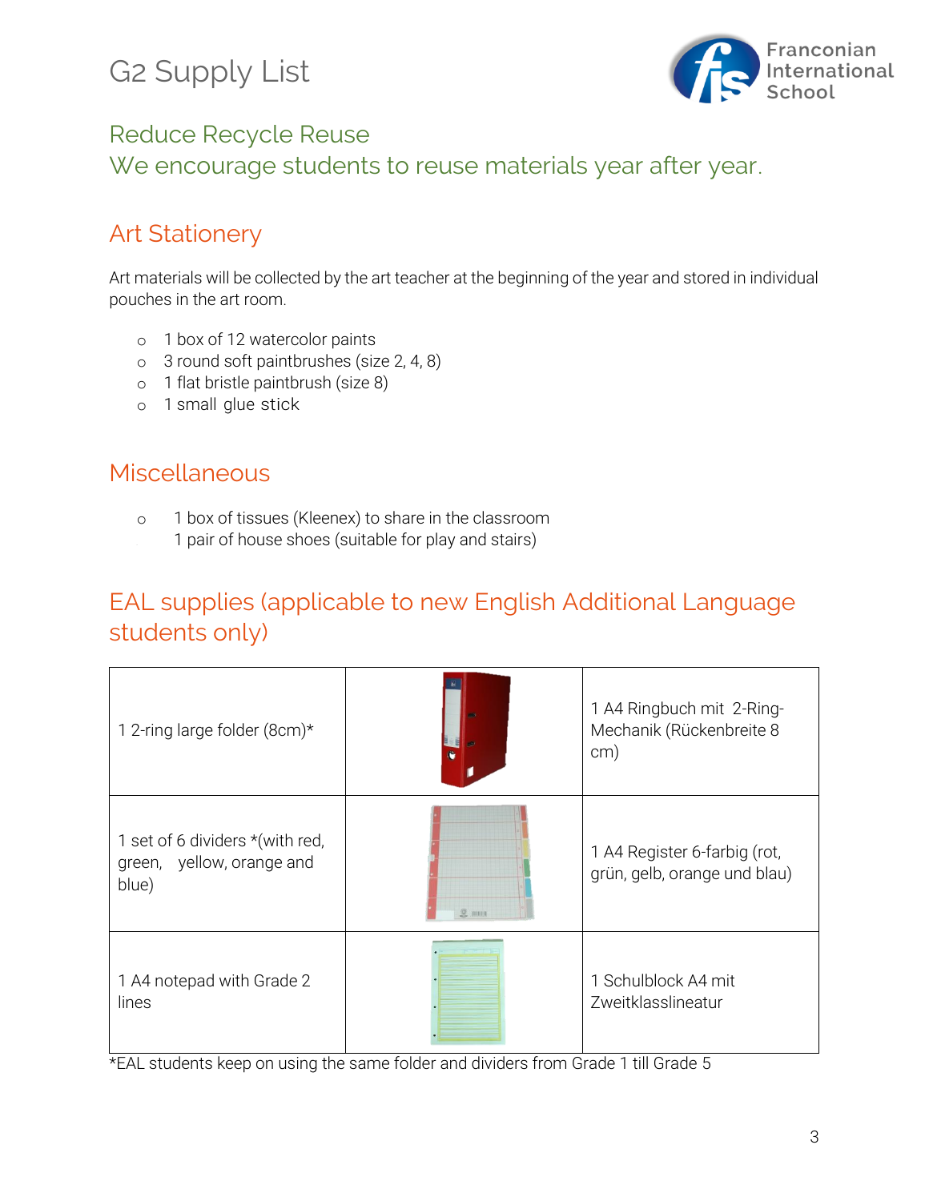# G2 Supply List

## Reduce Recycle Reuse
## We encourage students to reuse materials year after year.

## Art Stationery

Art materials will be collected by the art teacher at the beginning of the year and stored in individual pouches in the art room.

- 1 box of 12 watercolor paints
- 3 round soft paintbrushes (size 2, 4, 8)
- 1 flat bristle paintbrush (size 8)
- 1 small glue stick

## Miscellaneous

- 1 box of tissues (Kleenex) to share in the classroom
- 1 pair of house shoes (suitable for play and stairs)

## EAL supplies (applicable to new English Additional Language students only)

| | | |
|---|---|---|
| 1 2-ring large folder (8cm)* | | 1 A4 Ringbuch mit 2-Ring-Mechanik (Rückenbreite 8 cm) |
| 1 set of 6 dividers *(with red, green, yellow, orange and blue) | | 1 A4 Register 6-farbig (rot, grün, gelb, orange und blau) |
| 1 A4 notepad with Grade 2 lines | | 1 Schulblock A4 mit Zweitklasslineatur |

*EAL students keep on using the same folder and dividers from Grade 1 till Grade 5